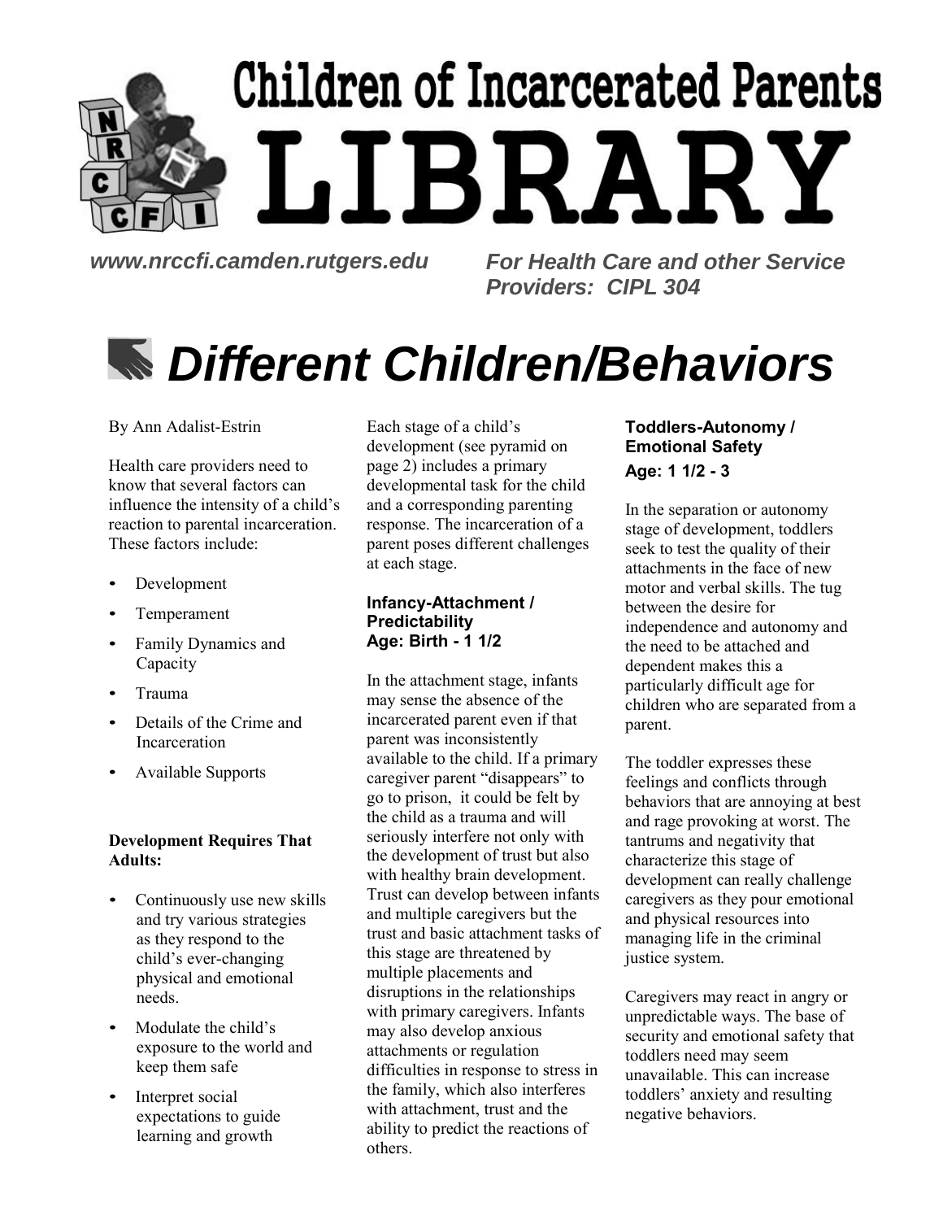# Children of Incarcerated Parents LIBRARY

*www.nrccfi.camden.rutgers.edu*

*For Health Care and other Service Providers: CIPL 304*

# *Different Children/Behaviors*

By Ann Adalist-Estrin

Health care providers need to know that several factors can influence the intensity of a child's reaction to parental incarceration. These factors include:

- Development
- Temperament
- Family Dynamics and Capacity
- Trauma
- Details of the Crime and Incarceration
- Available Supports

**Development Requires That Adults:**

- Continuously use new skills and try various strategies as they respond to the child's ever-changing physical and emotional needs.
- Modulate the child's exposure to the world and keep them safe
- Interpret social expectations to guide learning and growth

Each stage of a child's development (see pyramid on page 2) includes a primary developmental task for the child and a corresponding parenting response. The incarceration of a parent poses different challenges at each stage.

### Infancy-Attachment / Predictability
### Age: Birth - 1 1/2

In the attachment stage, infants may sense the absence of the incarcerated parent even if that parent was inconsistently available to the child. If a primary caregiver parent "disappears" to go to prison, it could be felt by the child as a trauma and will seriously interfere not only with the development of trust but also with healthy brain development. Trust can develop between infants and multiple caregivers but the trust and basic attachment tasks of this stage are threatened by multiple placements and disruptions in the relationships with primary caregivers. Infants may also develop anxious attachments or regulation difficulties in response to stress in the family, which also interferes with attachment, trust and the ability to predict the reactions of others.

### Toddlers-Autonomy / Emotional Safety
### Age: 1 1/2 - 3

In the separation or autonomy stage of development, toddlers seek to test the quality of their attachments in the face of new motor and verbal skills. The tug between the desire for independence and autonomy and the need to be attached and dependent makes this a particularly difficult age for children who are separated from a parent.

The toddler expresses these feelings and conflicts through behaviors that are annoying at best and rage provoking at worst. The tantrums and negativity that characterize this stage of development can really challenge caregivers as they pour emotional and physical resources into managing life in the criminal justice system.

Caregivers may react in angry or unpredictable ways. The base of security and emotional safety that toddlers need may seem unavailable. This can increase toddlers' anxiety and resulting negative behaviors.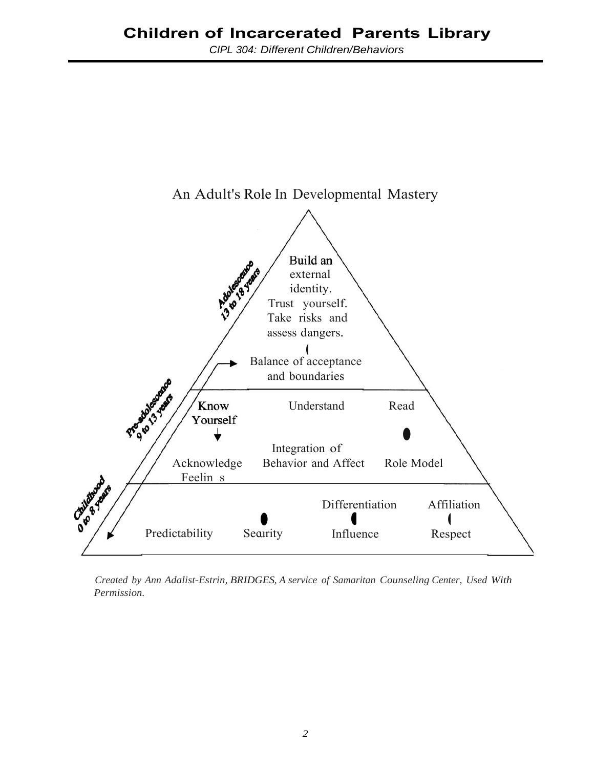## An Adult's Role In Developmental Mastery

**Adolescence 13 to 18 years**

Build an external identity. Trust yourself. Take risks and assess dangers.

Balance of acceptance and boundaries

**Pre-adolescence 9 to 13 years**

Know Yourself → Acknowledge Feelin s

Understand → Integration of Behavior and Affect

Read → Role Model

**Childhood 0 to 8 years**

Predictability

Security

Differentiation → Influence

Affiliation → Respect

*Created by Ann Adalist-Estrin, BRIDGES, A service of Samaritan Counseling Center, Used With Permission.*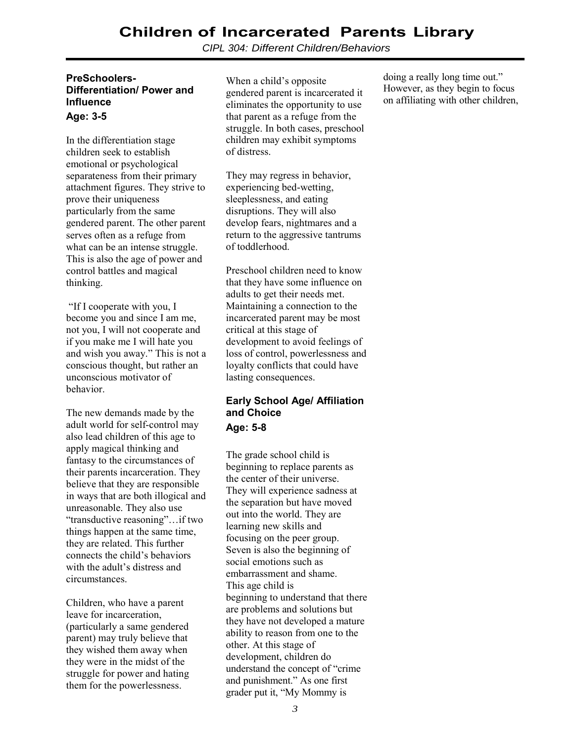## PreSchoolers- Differentiation/ Power and Influence

**Age: 3-5**

In the differentiation stage children seek to establish emotional or psychological separateness from their primary attachment figures. They strive to prove their uniqueness particularly from the same gendered parent. The other parent serves often as a refuge from what can be an intense struggle. This is also the age of power and control battles and magical thinking.

"If I cooperate with you, I become you and since I am me, not you, I will not cooperate and if you make me I will hate you and wish you away." This is not a conscious thought, but rather an unconscious motivator of behavior.

The new demands made by the adult world for self-control may also lead children of this age to apply magical thinking and fantasy to the circumstances of their parents incarceration. They believe that they are responsible in ways that are both illogical and unreasonable. They also use "transductive reasoning"…if two things happen at the same time, they are related. This further connects the child's behaviors with the adult's distress and circumstances.

Children, who have a parent leave for incarceration, (particularly a same gendered parent) may truly believe that they wished them away when they were in the midst of the struggle for power and hating them for the powerlessness.

When a child's opposite gendered parent is incarcerated it eliminates the opportunity to use that parent as a refuge from the struggle. In both cases, preschool children may exhibit symptoms of distress.

They may regress in behavior, experiencing bed-wetting, sleeplessness, and eating disruptions. They will also develop fears, nightmares and a return to the aggressive tantrums of toddlerhood.

Preschool children need to know that they have some influence on adults to get their needs met. Maintaining a connection to the incarcerated parent may be most critical at this stage of development to avoid feelings of loss of control, powerlessness and loyalty conflicts that could have lasting consequences.

## Early School Age/ Affiliation and Choice

**Age: 5-8**

The grade school child is beginning to replace parents as the center of their universe. They will experience sadness at the separation but have moved out into the world. They are learning new skills and focusing on the peer group. Seven is also the beginning of social emotions such as embarrassment and shame. This age child is beginning to understand that there are problems and solutions but they have not developed a mature ability to reason from one to the other. At this stage of development, children do understand the concept of "crime and punishment." As one first grader put it, "My Mommy is doing a really long time out." However, as they begin to focus on affiliating with other children,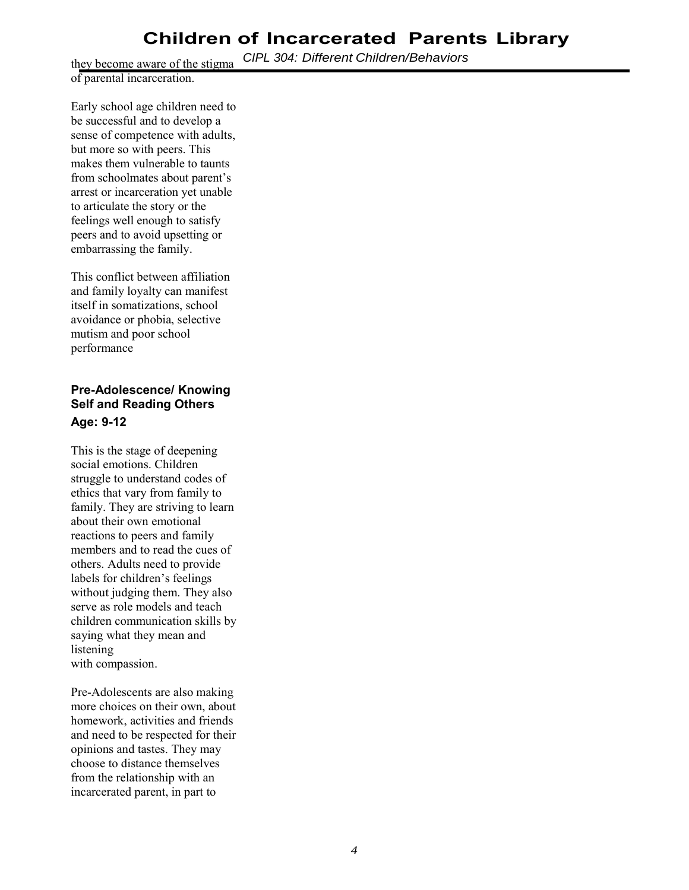they become aware of the stigma of parental incarceration.

Early school age children need to be successful and to develop a sense of competence with adults, but more so with peers. This makes them vulnerable to taunts from schoolmates about parent's arrest or incarceration yet unable to articulate the story or the feelings well enough to satisfy peers and to avoid upsetting or embarrassing the family.

This conflict between affiliation and family loyalty can manifest itself in somatizations, school avoidance or phobia, selective mutism and poor school performance

### Pre-Adolescence/ Knowing Self and Reading Others

**Age: 9-12**

This is the stage of deepening social emotions. Children struggle to understand codes of ethics that vary from family to family. They are striving to learn about their own emotional reactions to peers and family members and to read the cues of others. Adults need to provide labels for children's feelings without judging them. They also serve as role models and teach children communication skills by saying what they mean and listening with compassion.

Pre-Adolescents are also making more choices on their own, about homework, activities and friends and need to be respected for their opinions and tastes. They may choose to distance themselves from the relationship with an incarcerated parent, in part to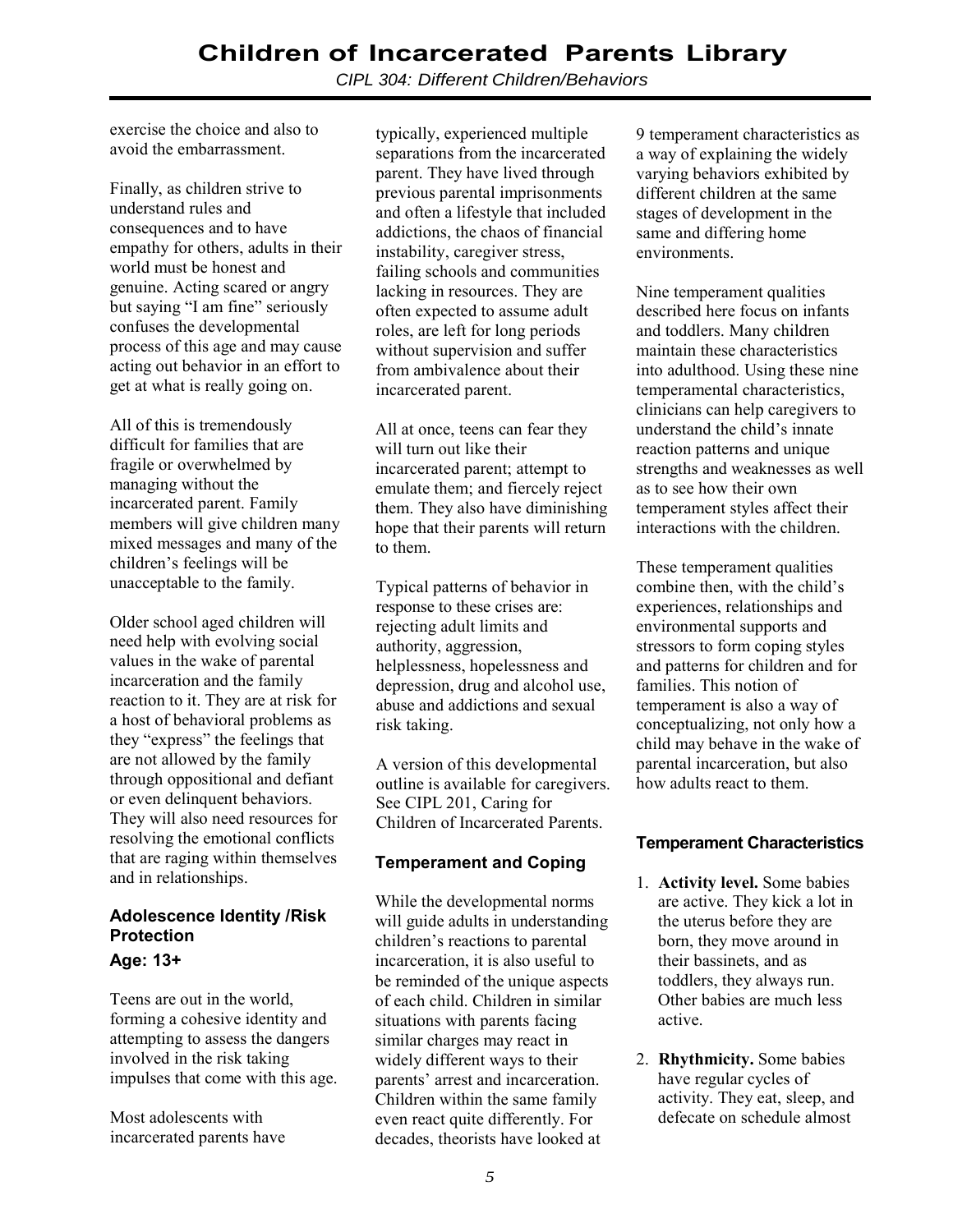exercise the choice and also to avoid the embarrassment.

Finally, as children strive to understand rules and consequences and to have empathy for others, adults in their world must be honest and genuine. Acting scared or angry but saying "I am fine" seriously confuses the developmental process of this age and may cause acting out behavior in an effort to get at what is really going on.

All of this is tremendously difficult for families that are fragile or overwhelmed by managing without the incarcerated parent. Family members will give children many mixed messages and many of the children's feelings will be unacceptable to the family.

Older school aged children will need help with evolving social values in the wake of parental incarceration and the family reaction to it. They are at risk for a host of behavioral problems as they "express" the feelings that are not allowed by the family through oppositional and defiant or even delinquent behaviors. They will also need resources for resolving the emotional conflicts that are raging within themselves and in relationships.

### Adolescence Identity /Risk Protection

#### Age: 13+

Teens are out in the world, forming a cohesive identity and attempting to assess the dangers involved in the risk taking impulses that come with this age.

Most adolescents with incarcerated parents have typically, experienced multiple separations from the incarcerated parent. They have lived through previous parental imprisonments and often a lifestyle that included addictions, the chaos of financial instability, caregiver stress, failing schools and communities lacking in resources. They are often expected to assume adult roles, are left for long periods without supervision and suffer from ambivalence about their incarcerated parent.

All at once, teens can fear they will turn out like their incarcerated parent; attempt to emulate them; and fiercely reject them. They also have diminishing hope that their parents will return to them.

Typical patterns of behavior in response to these crises are: rejecting adult limits and authority, aggression, helplessness, hopelessness and depression, drug and alcohol use, abuse and addictions and sexual risk taking.

A version of this developmental outline is available for caregivers. See CIPL 201, Caring for Children of Incarcerated Parents.

### Temperament and Coping

While the developmental norms will guide adults in understanding children's reactions to parental incarceration, it is also useful to be reminded of the unique aspects of each child. Children in similar situations with parents facing similar charges may react in widely different ways to their parents' arrest and incarceration. Children within the same family even react quite differently. For decades, theorists have looked at 9 temperament characteristics as a way of explaining the widely varying behaviors exhibited by different children at the same stages of development in the same and differing home environments.

Nine temperament qualities described here focus on infants and toddlers. Many children maintain these characteristics into adulthood. Using these nine temperamental characteristics, clinicians can help caregivers to understand the child's innate reaction patterns and unique strengths and weaknesses as well as to see how their own temperament styles affect their interactions with the children.

These temperament qualities combine then, with the child's experiences, relationships and environmental supports and stressors to form coping styles and patterns for children and for families. This notion of temperament is also a way of conceptualizing, not only how a child may behave in the wake of parental incarceration, but also how adults react to them.

### Temperament Characteristics

1. **Activity level.** Some babies are active. They kick a lot in the uterus before they are born, they move around in their bassinets, and as toddlers, they always run. Other babies are much less active.

2. **Rhythmicity.** Some babies have regular cycles of activity. They eat, sleep, and defecate on schedule almost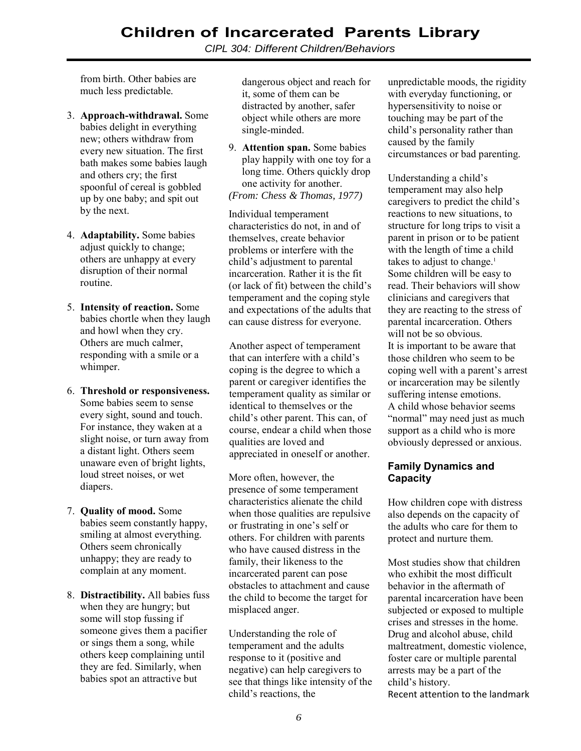from birth. Other babies are much less predictable.

3. **Approach-withdrawal.** Some babies delight in everything new; others withdraw from every new situation. The first bath makes some babies laugh and others cry; the first spoonful of cereal is gobbled up by one baby; and spit out by the next.

4. **Adaptability.** Some babies adjust quickly to change; others are unhappy at every disruption of their normal routine.

5. **Intensity of reaction.** Some babies chortle when they laugh and howl when they cry. Others are much calmer, responding with a smile or a whimper.

6. **Threshold or responsiveness.** Some babies seem to sense every sight, sound and touch. For instance, they waken at a slight noise, or turn away from a distant light. Others seem unaware even of bright lights, loud street noises, or wet diapers.

7. **Quality of mood.** Some babies seem constantly happy, smiling at almost everything. Others seem chronically unhappy; they are ready to complain at any moment.

8. **Distractibility.** All babies fuss when they are hungry; but some will stop fussing if someone gives them a pacifier or sings them a song, while others keep complaining until they are fed. Similarly, when babies spot an attractive but dangerous object and reach for it, some of them can be distracted by another, safer object while others are more single-minded.

9. **Attention span.** Some babies play happily with one toy for a long time. Others quickly drop one activity for another.

*(From: Chess & Thomas, 1977)*

Individual temperament characteristics do not, in and of themselves, create behavior problems or interfere with the child's adjustment to parental incarceration. Rather it is the fit (or lack of fit) between the child's temperament and the coping style and expectations of the adults that can cause distress for everyone.

Another aspect of temperament that can interfere with a child's coping is the degree to which a parent or caregiver identifies the temperament quality as similar or identical to themselves or the child's other parent. This can, of course, endear a child when those qualities are loved and appreciated in oneself or another.

More often, however, the presence of some temperament characteristics alienate the child when those qualities are repulsive or frustrating in one's self or others. For children with parents who have caused distress in the family, their likeness to the incarcerated parent can pose obstacles to attachment and cause the child to become the target for misplaced anger.

Understanding the role of temperament and the adults response to it (positive and negative) can help caregivers to see that things like intensity of the child's reactions, the unpredictable moods, the rigidity with everyday functioning, or hypersensitivity to noise or touching may be part of the child's personality rather than caused by the family circumstances or bad parenting.

Understanding a child's temperament may also help caregivers to predict the child's reactions to new situations, to structure for long trips to visit a parent in prison or to be patient with the length of time a child takes to adjust to change.[1]
Some children will be easy to read. Their behaviors will show clinicians and caregivers that they are reacting to the stress of parental incarceration. Others will not be so obvious.
It is important to be aware that those children who seem to be coping well with a parent's arrest or incarceration may be silently suffering intense emotions.
A child whose behavior seems "normal" may need just as much support as a child who is more obviously depressed or anxious.

### Family Dynamics and Capacity

How children cope with distress also depends on the capacity of the adults who care for them to protect and nurture them.

Most studies show that children who exhibit the most difficult behavior in the aftermath of parental incarceration have been subjected or exposed to multiple crises and stresses in the home. Drug and alcohol abuse, child maltreatment, domestic violence, foster care or multiple parental arrests may be a part of the child's history.
Recent attention to the landmark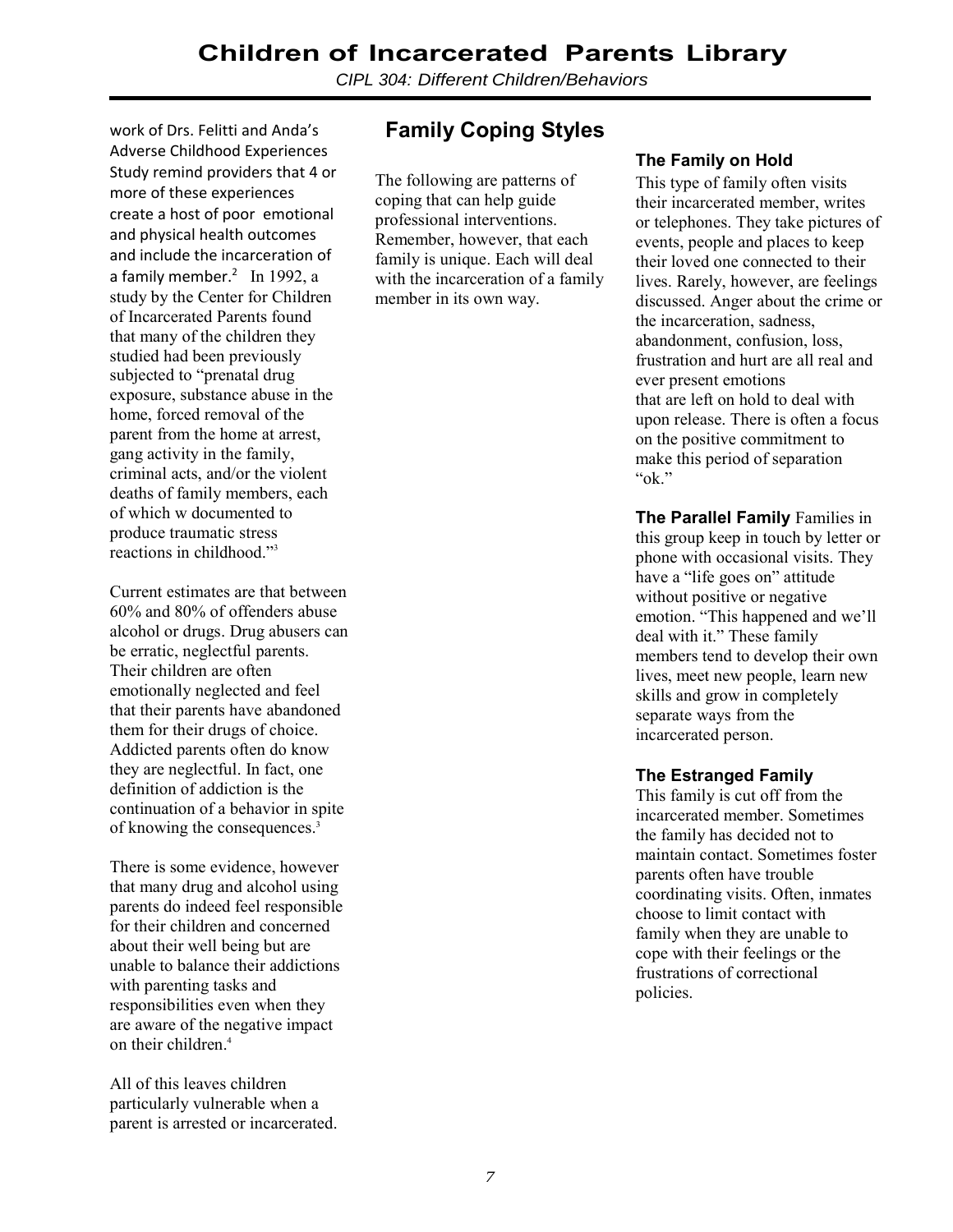work of Drs. Felitti and Anda's Adverse Childhood Experiences Study remind providers that 4 or more of these experiences create a host of poor emotional and physical health outcomes and include the incarceration of a family member.[2] In 1992, a study by the Center for Children of Incarcerated Parents found that many of the children they studied had been previously subjected to "prenatal drug exposure, substance abuse in the home, forced removal of the parent from the home at arrest, gang activity in the family, criminal acts, and/or the violent deaths of family members, each of which w documented to produce traumatic stress reactions in childhood."[3]

Current estimates are that between 60% and 80% of offenders abuse alcohol or drugs. Drug abusers can be erratic, neglectful parents. Their children are often emotionally neglected and feel that their parents have abandoned them for their drugs of choice. Addicted parents often do know they are neglectful. In fact, one definition of addiction is the continuation of a behavior in spite of knowing the consequences.[3]

There is some evidence, however that many drug and alcohol using parents do indeed feel responsible for their children and concerned about their well being but are unable to balance their addictions with parenting tasks and responsibilities even when they are aware of the negative impact on their children.[4]

All of this leaves children particularly vulnerable when a parent is arrested or incarcerated.

## Family Coping Styles

The following are patterns of coping that can help guide professional interventions. Remember, however, that each family is unique. Each will deal with the incarceration of a family member in its own way.

### The Family on Hold

This type of family often visits their incarcerated member, writes or telephones. They take pictures of events, people and places to keep their loved one connected to their lives. Rarely, however, are feelings discussed. Anger about the crime or the incarceration, sadness, abandonment, confusion, loss, frustration and hurt are all real and ever present emotions that are left on hold to deal with upon release. There is often a focus on the positive commitment to make this period of separation "ok."

**The Parallel Family** Families in this group keep in touch by letter or phone with occasional visits. They have a "life goes on" attitude without positive or negative emotion. "This happened and we'll deal with it." These family members tend to develop their own lives, meet new people, learn new skills and grow in completely separate ways from the incarcerated person.

### The Estranged Family

This family is cut off from the incarcerated member. Sometimes the family has decided not to maintain contact. Sometimes foster parents often have trouble coordinating visits. Often, inmates choose to limit contact with family when they are unable to cope with their feelings or the frustrations of correctional policies.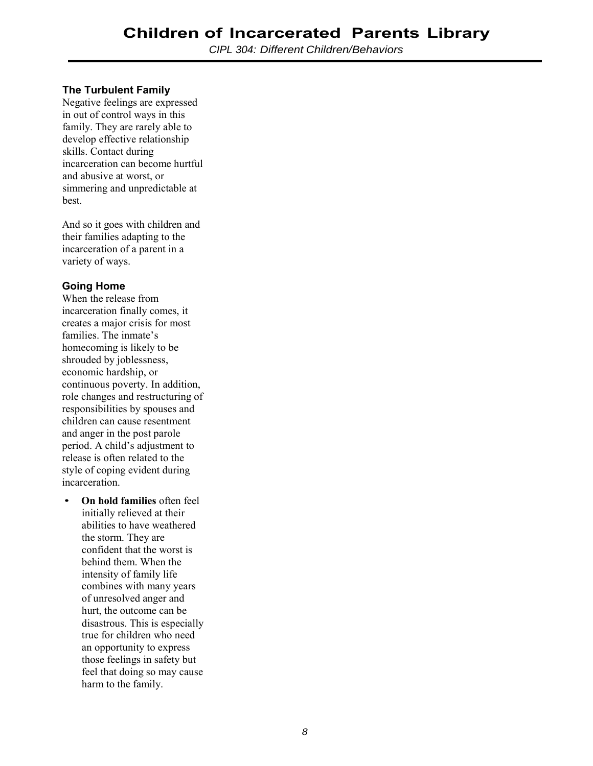### The Turbulent Family

Negative feelings are expressed in out of control ways in this family. They are rarely able to develop effective relationship skills. Contact during incarceration can become hurtful and abusive at worst, or simmering and unpredictable at best.

And so it goes with children and their families adapting to the incarceration of a parent in a variety of ways.

### Going Home

When the release from incarceration finally comes, it creates a major crisis for most families. The inmate's homecoming is likely to be shrouded by joblessness, economic hardship, or continuous poverty. In addition, role changes and restructuring of responsibilities by spouses and children can cause resentment and anger in the post parole period. A child's adjustment to release is often related to the style of coping evident during incarceration.

- **On hold families** often feel initially relieved at their abilities to have weathered the storm. They are confident that the worst is behind them. When the intensity of family life combines with many years of unresolved anger and hurt, the outcome can be disastrous. This is especially true for children who need an opportunity to express those feelings in safety but feel that doing so may cause harm to the family.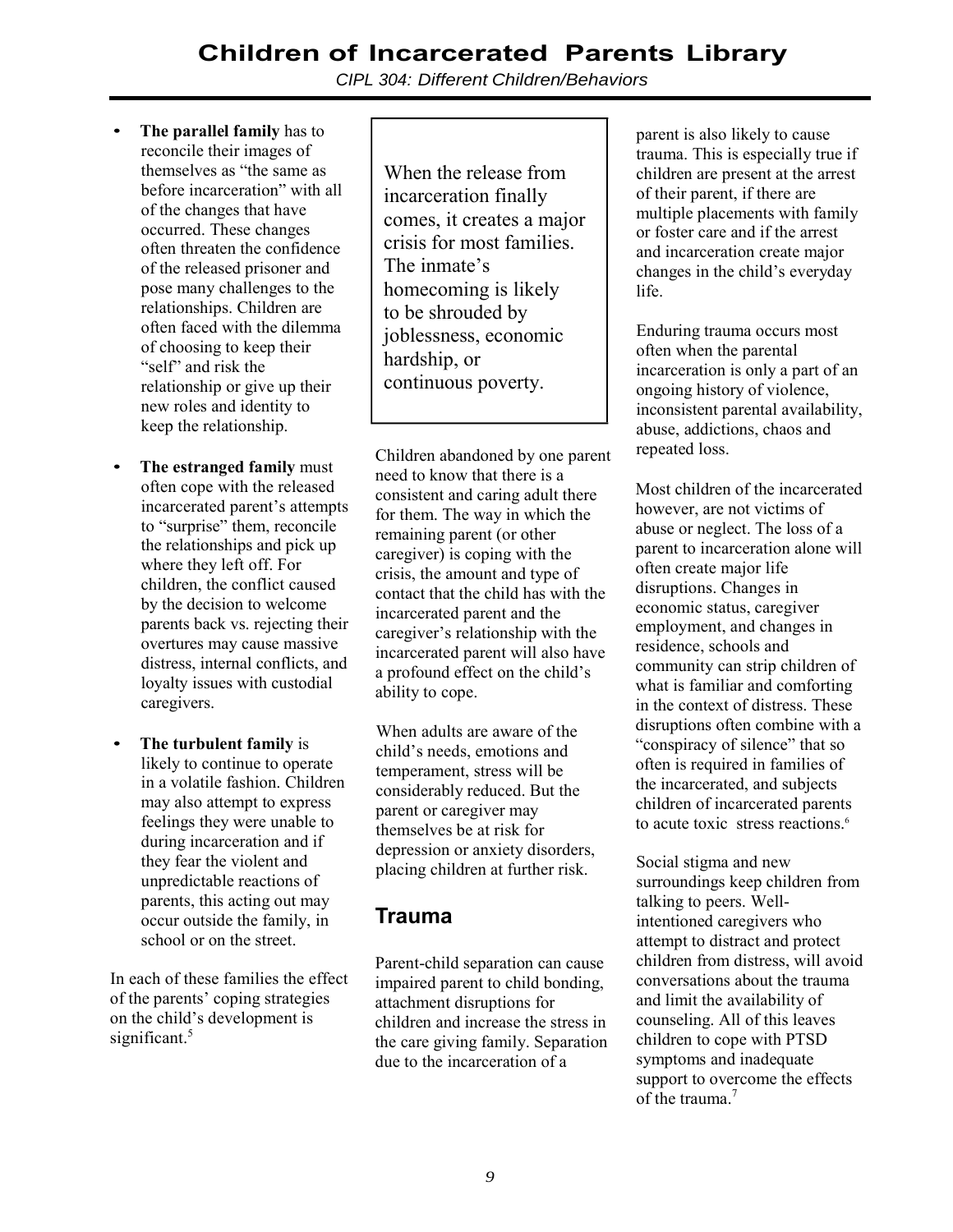- **The parallel family** has to reconcile their images of themselves as "the same as before incarceration" with all of the changes that have occurred. These changes often threaten the confidence of the released prisoner and pose many challenges to the relationships. Children are often faced with the dilemma of choosing to keep their "self" and risk the relationship or give up their new roles and identity to keep the relationship.

- **The estranged family** must often cope with the released incarcerated parent's attempts to "surprise" them, reconcile the relationships and pick up where they left off. For children, the conflict caused by the decision to welcome parents back vs. rejecting their overtures may cause massive distress, internal conflicts, and loyalty issues with custodial caregivers.

- **The turbulent family** is likely to continue to operate in a volatile fashion. Children may also attempt to express feelings they were unable to during incarceration and if they fear the violent and unpredictable reactions of parents, this acting out may occur outside the family, in school or on the street.

In each of these families the effect of the parents' coping strategies on the child's development is significant.[5]

> When the release from incarceration finally comes, it creates a major crisis for most families. The inmate's homecoming is likely to be shrouded by joblessness, economic hardship, or continuous poverty.

Children abandoned by one parent need to know that there is a consistent and caring adult there for them. The way in which the remaining parent (or other caregiver) is coping with the crisis, the amount and type of contact that the child has with the incarcerated parent and the caregiver's relationship with the incarcerated parent will also have a profound effect on the child's ability to cope.

When adults are aware of the child's needs, emotions and temperament, stress will be considerably reduced. But the parent or caregiver may themselves be at risk for depression or anxiety disorders, placing children at further risk.

## Trauma

Parent-child separation can cause impaired parent to child bonding, attachment disruptions for children and increase the stress in the care giving family. Separation due to the incarceration of a parent is also likely to cause trauma. This is especially true if children are present at the arrest of their parent, if there are multiple placements with family or foster care and if the arrest and incarceration create major changes in the child's everyday life.

Enduring trauma occurs most often when the parental incarceration is only a part of an ongoing history of violence, inconsistent parental availability, abuse, addictions, chaos and repeated loss.

Most children of the incarcerated however, are not victims of abuse or neglect. The loss of a parent to incarceration alone will often create major life disruptions. Changes in economic status, caregiver employment, and changes in residence, schools and community can strip children of what is familiar and comforting in the context of distress. These disruptions often combine with a "conspiracy of silence" that so often is required in families of the incarcerated, and subjects children of incarcerated parents to acute toxic stress reactions.[6]

Social stigma and new surroundings keep children from talking to peers. Well-intentioned caregivers who attempt to distract and protect children from distress, will avoid conversations about the trauma and limit the availability of counseling. All of this leaves children to cope with PTSD symptoms and inadequate support to overcome the effects of the trauma.[7]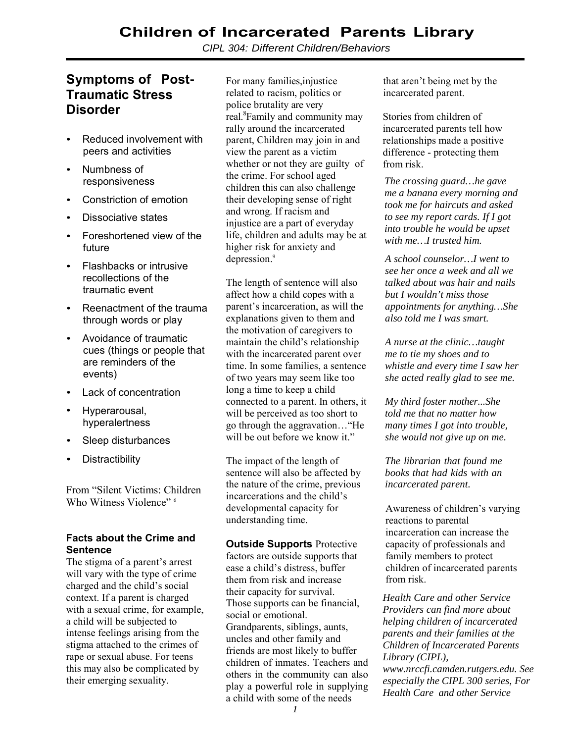# Children of Incarcerated Parents Library

*CIPL 304: Different Children/Behaviors*

## Symptoms of Post-Traumatic Stress Disorder

- Reduced involvement with peers and activities
- Numbness of responsiveness
- Constriction of emotion
- Dissociative states
- Foreshortened view of the future
- Flashbacks or intrusive recollections of the traumatic event
- Reenactment of the trauma through words or play
- Avoidance of traumatic cues (things or people that are reminders of the events)
- Lack of concentration
- Hyperarousal, hyperalertness
- Sleep disturbances
- Distractibility

From "Silent Victims: Children Who Witness Violence" [6]

**Facts about the Crime and Sentence**

The stigma of a parent's arrest will vary with the type of crime charged and the child's social context. If a parent is charged with a sexual crime, for example, a child will be subjected to intense feelings arising from the stigma attached to the crimes of rape or sexual abuse. For teens this may also be complicated by their emerging sexuality.

For many families,injustice related to racism, politics or police brutality are very real.[8] Family and community may rally around the incarcerated parent, Children may join in and view the parent as a victim whether or not they are guilty of the crime. For school aged children this can also challenge their developing sense of right and wrong. If racism and injustice are a part of everyday life, children and adults may be at higher risk for anxiety and depression.[9]

The length of sentence will also affect how a child copes with a parent's incarceration, as will the explanations given to them and the motivation of caregivers to maintain the child's relationship with the incarcerated parent over time. In some families, a sentence of two years may seem like too long a time to keep a child connected to a parent. In others, it will be perceived as too short to go through the aggravation…"He will be out before we know it."

The impact of the length of sentence will also be affected by the nature of the crime, previous incarcerations and the child's developmental capacity for understanding time.

**Outside Supports** Protective factors are outside supports that ease a child's distress, buffer them from risk and increase their capacity for survival. Those supports can be financial, social or emotional. Grandparents, siblings, aunts, uncles and other family and friends are most likely to buffer children of inmates. Teachers and others in the community can also play a powerful role in supplying a child with some of the needs that aren't being met by the incarcerated parent.

Stories from children of incarcerated parents tell how relationships made a positive difference - protecting them from risk.

*The crossing guard…he gave me a banana every morning and took me for haircuts and asked to see my report cards. If I got into trouble he would be upset with me…I trusted him.*

*A school counselor…I went to see her once a week and all we talked about was hair and nails but I wouldn't miss those appointments for anything…She also told me I was smart.*

*A nurse at the clinic…taught me to tie my shoes and to whistle and every time I saw her she acted really glad to see me.*

*My third foster mother...She told me that no matter how many times I got into trouble, she would not give up on me.*

*The librarian that found me books that had kids with an incarcerated parent.*

Awareness of children's varying reactions to parental incarceration can increase the capacity of professionals and family members to protect children of incarcerated parents from risk.

*Health Care and other Service Providers can find more about helping children of incarcerated parents and their families at the Children of Incarcerated Parents Library (CIPL), www.nrccfi.camden.rutgers.edu. See especially the CIPL 300 series, For Health Care and other Service*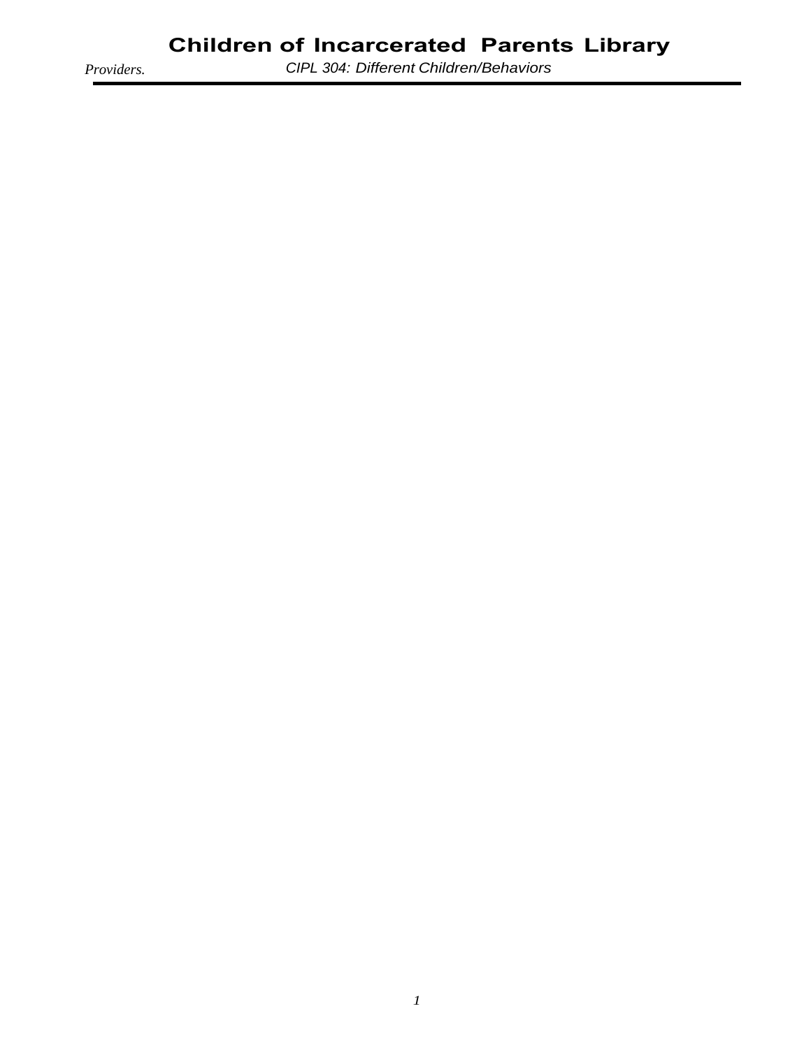*Providers.*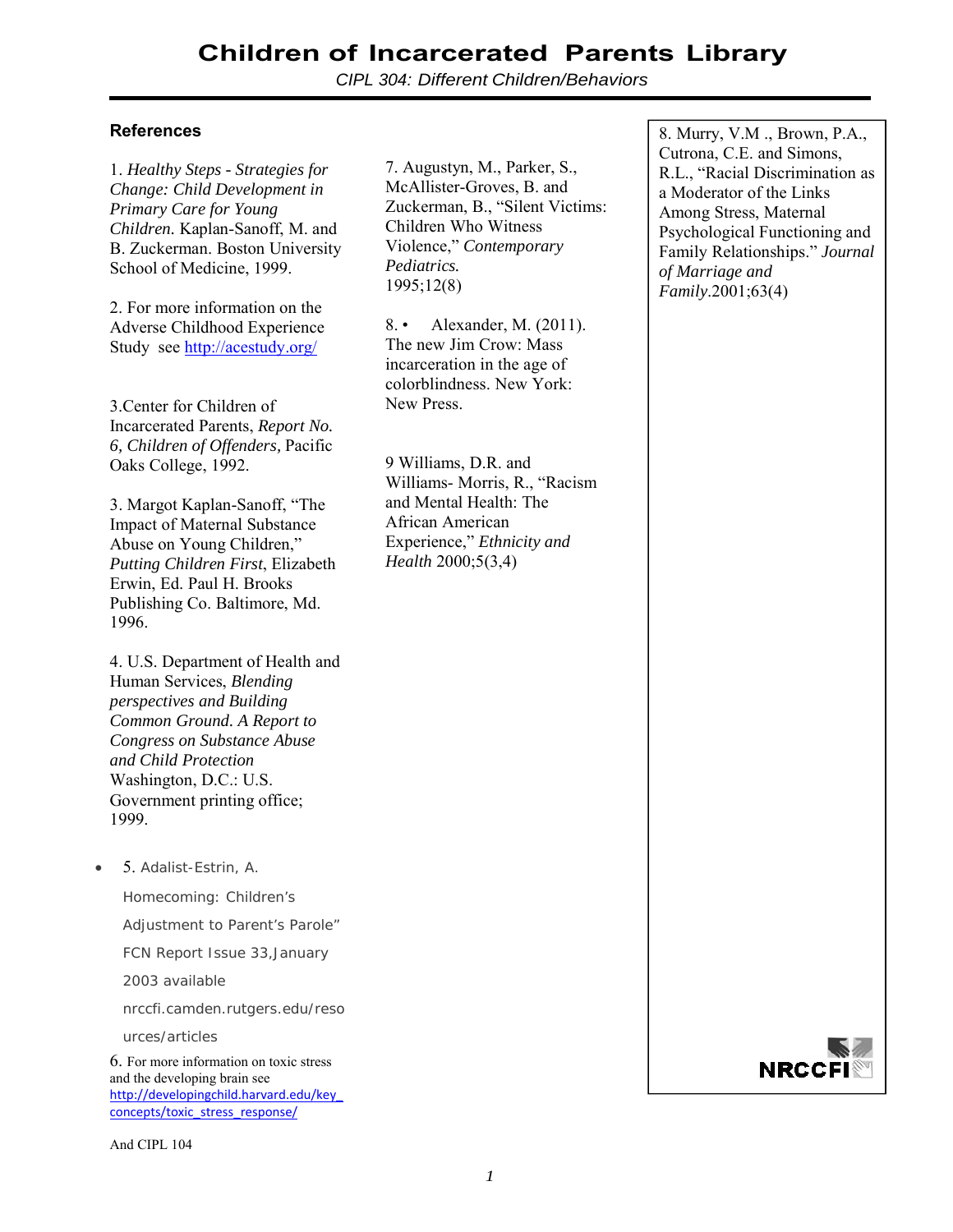## References

1. *Healthy Steps - Strategies for Change: Child Development in Primary Care for Young Children.* Kaplan-Sanoff, M. and B. Zuckerman. Boston University School of Medicine, 1999.

2. For more information on the Adverse Childhood Experience Study see http://acestudy.org/

3.Center for Children of Incarcerated Parents, *Report No. 6, Children of Offenders,* Pacific Oaks College, 1992.

3. Margot Kaplan-Sanoff, "The Impact of Maternal Substance Abuse on Young Children," *Putting Children First*, Elizabeth Erwin, Ed. Paul H. Brooks Publishing Co. Baltimore, Md. 1996.

4. U.S. Department of Health and Human Services, *Blending perspectives and Building Common Ground. A Report to Congress on Substance Abuse and Child Protection* Washington, D.C.: U.S. Government printing office; 1999.

- 5. Adalist-Estrin, A. Homecoming: Children's Adjustment to Parent's Parole" FCN Report Issue 33,January 2003 available nrccfi.camden.rutgers.edu/resources/articles

6. For more information on toxic stress and the developing brain see http://developingchild.harvard.edu/key_concepts/toxic_stress_response/

And CIPL 104

7. Augustyn, M., Parker, S., McAllister-Groves, B. and Zuckerman, B., "Silent Victims: Children Who Witness Violence," *Contemporary Pediatrics.* 1995;12(8)

8. • Alexander, M. (2011). The new Jim Crow: Mass incarceration in the age of colorblindness. New York: New Press.

9 Williams, D.R. and Williams- Morris, R., "Racism and Mental Health: The African American Experience," *Ethnicity and Health* 2000;5(3,4)

8. Murry, V.M ., Brown, P.A., Cutrona, C.E. and Simons, R.L., "Racial Discrimination as a Moderator of the Links Among Stress, Maternal Psychological Functioning and Family Relationships." *Journal of Marriage and Family*.2001;63(4)

NRCCFI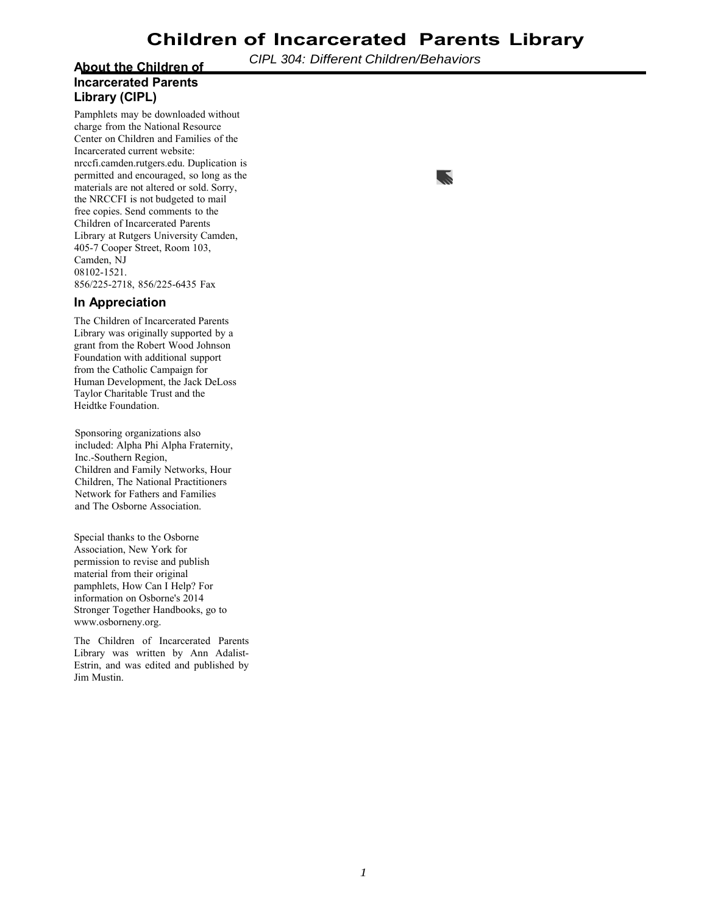# Children of Incarcerated Parents Library

*CIPL 304: Different Children/Behaviors*

### About the Children of Incarcerated Parents Library (CIPL)

Pamphlets may be downloaded without charge from the National Resource Center on Children and Families of the Incarcerated current website: nrccfi.camden.rutgers.edu. Duplication is permitted and encouraged, so long as the materials are not altered or sold. Sorry, the NRCCFI is not budgeted to mail free copies. Send comments to the Children of Incarcerated Parents Library at Rutgers University Camden, 405-7 Cooper Street, Room 103, Camden, NJ 08102-1521.
856/225-2718, 856/225-6435 Fax

### In Appreciation

The Children of Incarcerated Parents Library was originally supported by a grant from the Robert Wood Johnson Foundation with additional support from the Catholic Campaign for Human Development, the Jack DeLoss Taylor Charitable Trust and the Heidtke Foundation.

Sponsoring organizations also included: Alpha Phi Alpha Fraternity, Inc.-Southern Region, Children and Family Networks, Hour Children, The National Practitioners Network for Fathers and Families and The Osborne Association.

Special thanks to the Osborne Association, New York for permission to revise and publish material from their original pamphlets, How Can I Help? For information on Osborne's 2014 Stronger Together Handbooks, go to www.osborneny.org.

The Children of Incarcerated Parents Library was written by Ann Adalist-Estrin, and was edited and published by Jim Mustin.